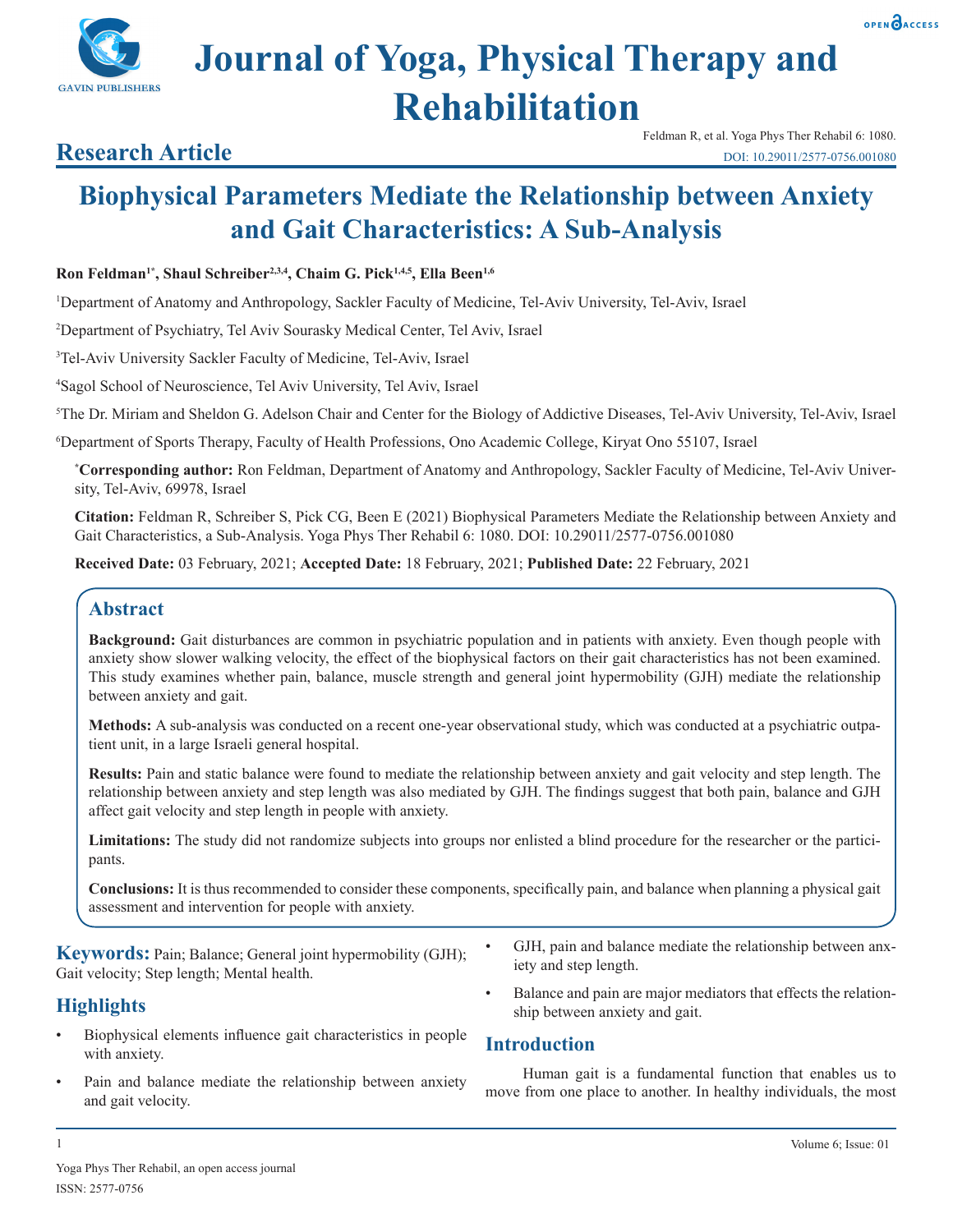# Journal of Yoga, Physical Therapy and Rehabilitation

## Research Article

Feldman R, et al. Yoga Phys Ther Rehabil 6: 1080.
DOI: 10.29011/2577-0756.001080

# Biophysical Parameters Mediate the Relationship between Anxiety and Gait Characteristics: A Sub-Analysis

**Ron Feldman[1*], Shaul Schreiber[2,3,4], Chaim G. Pick[1,4,5], Ella Been[1,6]**

[1]Department of Anatomy and Anthropology, Sackler Faculty of Medicine, Tel-Aviv University, Tel-Aviv, Israel

[2]Department of Psychiatry, Tel Aviv Sourasky Medical Center, Tel Aviv, Israel

[3]Tel-Aviv University Sackler Faculty of Medicine, Tel-Aviv, Israel

[4]Sagol School of Neuroscience, Tel Aviv University, Tel Aviv, Israel

[5]The Dr. Miriam and Sheldon G. Adelson Chair and Center for the Biology of Addictive Diseases, Tel-Aviv University, Tel-Aviv, Israel

[6]Department of Sports Therapy, Faculty of Health Professions, Ono Academic College, Kiryat Ono 55107, Israel

[*]**Corresponding author:** Ron Feldman, Department of Anatomy and Anthropology, Sackler Faculty of Medicine, Tel-Aviv University, Tel-Aviv, 69978, Israel

**Citation:** Feldman R, Schreiber S, Pick CG, Been E (2021) Biophysical Parameters Mediate the Relationship between Anxiety and Gait Characteristics, a Sub-Analysis. Yoga Phys Ther Rehabil 6: 1080. DOI: 10.29011/2577-0756.001080

**Received Date:** 03 February, 2021; **Accepted Date:** 18 February, 2021; **Published Date:** 22 February, 2021

## Abstract

**Background:** Gait disturbances are common in psychiatric population and in patients with anxiety. Even though people with anxiety show slower walking velocity, the effect of the biophysical factors on their gait characteristics has not been examined. This study examines whether pain, balance, muscle strength and general joint hypermobility (GJH) mediate the relationship between anxiety and gait.

**Methods:** A sub-analysis was conducted on a recent one-year observational study, which was conducted at a psychiatric outpatient unit, in a large Israeli general hospital.

**Results:** Pain and static balance were found to mediate the relationship between anxiety and gait velocity and step length. The relationship between anxiety and step length was also mediated by GJH. The findings suggest that both pain, balance and GJH affect gait velocity and step length in people with anxiety.

**Limitations:** The study did not randomize subjects into groups nor enlisted a blind procedure for the researcher or the participants.

**Conclusions:** It is thus recommended to consider these components, specifically pain, and balance when planning a physical gait assessment and intervention for people with anxiety.

**Keywords:** Pain; Balance; General joint hypermobility (GJH); Gait velocity; Step length; Mental health.

## Highlights

- Biophysical elements influence gait characteristics in people with anxiety.
- Pain and balance mediate the relationship between anxiety and gait velocity.
- GJH, pain and balance mediate the relationship between anxiety and step length.
- Balance and pain are major mediators that effects the relationship between anxiety and gait.

## Introduction

Human gait is a fundamental function that enables us to move from one place to another. In healthy individuals, the most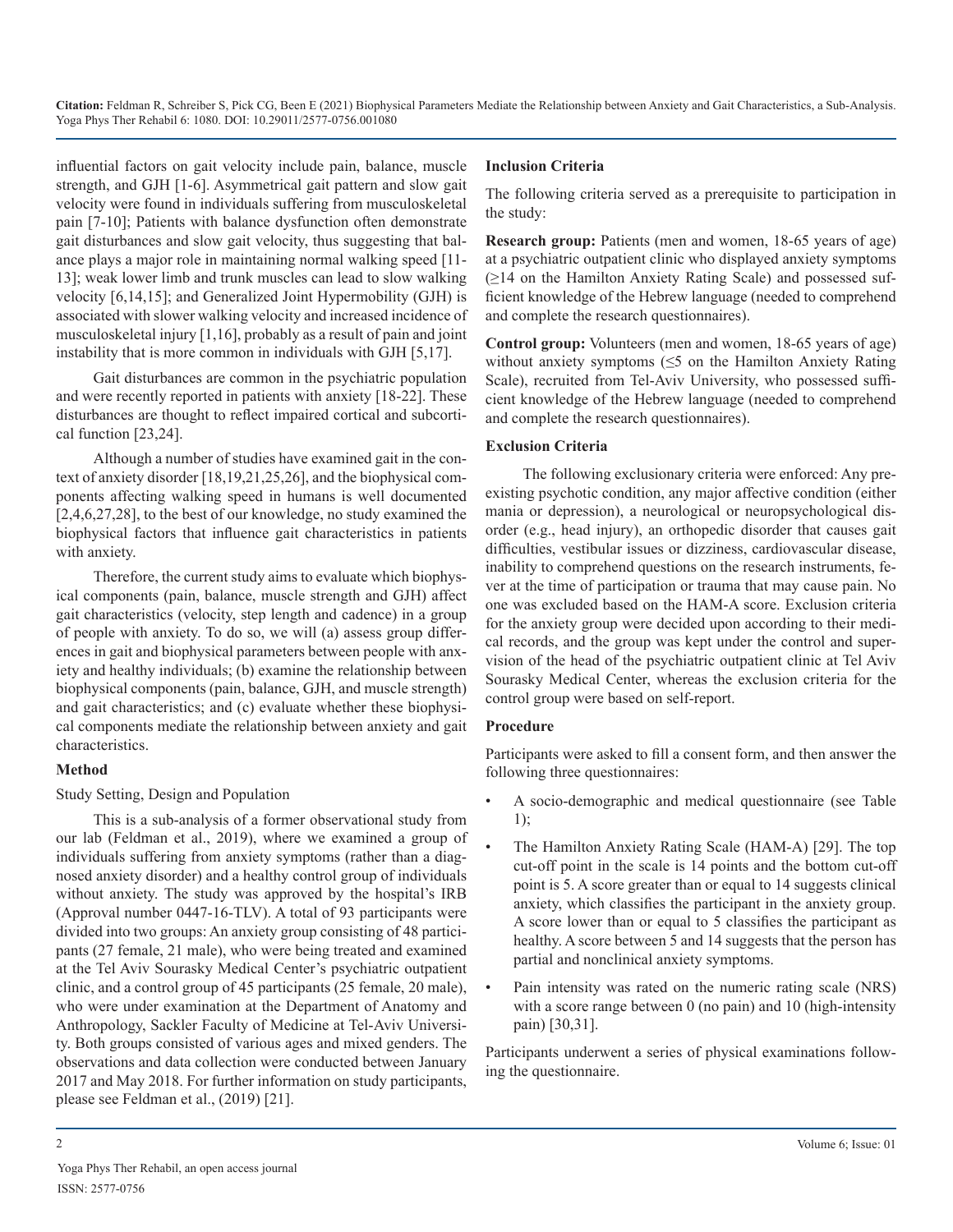influential factors on gait velocity include pain, balance, muscle strength, and GJH [1-6]. Asymmetrical gait pattern and slow gait velocity were found in individuals suffering from musculoskeletal pain [7-10]; Patients with balance dysfunction often demonstrate gait disturbances and slow gait velocity, thus suggesting that balance plays a major role in maintaining normal walking speed [11-13]; weak lower limb and trunk muscles can lead to slow walking velocity [6,14,15]; and Generalized Joint Hypermobility (GJH) is associated with slower walking velocity and increased incidence of musculoskeletal injury [1,16], probably as a result of pain and joint instability that is more common in individuals with GJH [5,17].

Gait disturbances are common in the psychiatric population and were recently reported in patients with anxiety [18-22]. These disturbances are thought to reflect impaired cortical and subcortical function [23,24].

Although a number of studies have examined gait in the context of anxiety disorder [18,19,21,25,26], and the biophysical components affecting walking speed in humans is well documented [2,4,6,27,28], to the best of our knowledge, no study examined the biophysical factors that influence gait characteristics in patients with anxiety.

Therefore, the current study aims to evaluate which biophysical components (pain, balance, muscle strength and GJH) affect gait characteristics (velocity, step length and cadence) in a group of people with anxiety. To do so, we will (a) assess group differences in gait and biophysical parameters between people with anxiety and healthy individuals; (b) examine the relationship between biophysical components (pain, balance, GJH, and muscle strength) and gait characteristics; and (c) evaluate whether these biophysical components mediate the relationship between anxiety and gait characteristics.

## Method

### Study Setting, Design and Population

This is a sub-analysis of a former observational study from our lab (Feldman et al., 2019), where we examined a group of individuals suffering from anxiety symptoms (rather than a diagnosed anxiety disorder) and a healthy control group of individuals without anxiety. The study was approved by the hospital's IRB (Approval number 0447-16-TLV). A total of 93 participants were divided into two groups: An anxiety group consisting of 48 participants (27 female, 21 male), who were being treated and examined at the Tel Aviv Sourasky Medical Center's psychiatric outpatient clinic, and a control group of 45 participants (25 female, 20 male), who were under examination at the Department of Anatomy and Anthropology, Sackler Faculty of Medicine at Tel-Aviv University. Both groups consisted of various ages and mixed genders. The observations and data collection were conducted between January 2017 and May 2018. For further information on study participants, please see Feldman et al., (2019) [21].

### Inclusion Criteria

The following criteria served as a prerequisite to participation in the study:

**Research group:** Patients (men and women, 18-65 years of age) at a psychiatric outpatient clinic who displayed anxiety symptoms (≥14 on the Hamilton Anxiety Rating Scale) and possessed sufficient knowledge of the Hebrew language (needed to comprehend and complete the research questionnaires).

**Control group:** Volunteers (men and women, 18-65 years of age) without anxiety symptoms (≤5 on the Hamilton Anxiety Rating Scale), recruited from Tel-Aviv University, who possessed sufficient knowledge of the Hebrew language (needed to comprehend and complete the research questionnaires).

### Exclusion Criteria

The following exclusionary criteria were enforced: Any preexisting psychotic condition, any major affective condition (either mania or depression), a neurological or neuropsychological disorder (e.g., head injury), an orthopedic disorder that causes gait difficulties, vestibular issues or dizziness, cardiovascular disease, inability to comprehend questions on the research instruments, fever at the time of participation or trauma that may cause pain. No one was excluded based on the HAM-A score. Exclusion criteria for the anxiety group were decided upon according to their medical records, and the group was kept under the control and supervision of the head of the psychiatric outpatient clinic at Tel Aviv Sourasky Medical Center, whereas the exclusion criteria for the control group were based on self-report.

### Procedure

Participants were asked to fill a consent form, and then answer the following three questionnaires:

- A socio-demographic and medical questionnaire (see Table 1);
- The Hamilton Anxiety Rating Scale (HAM-A) [29]. The top cut-off point in the scale is 14 points and the bottom cut-off point is 5. A score greater than or equal to 14 suggests clinical anxiety, which classifies the participant in the anxiety group. A score lower than or equal to 5 classifies the participant as healthy. A score between 5 and 14 suggests that the person has partial and nonclinical anxiety symptoms.
- Pain intensity was rated on the numeric rating scale (NRS) with a score range between 0 (no pain) and 10 (high-intensity pain) [30,31].

Participants underwent a series of physical examinations following the questionnaire.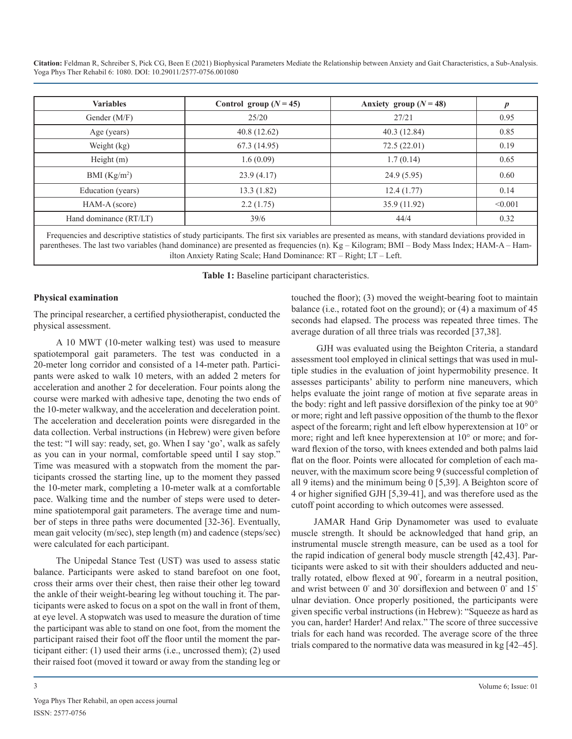| Variables | Control group (*N* = 45) | Anxiety group (*N* = 48) | *p* |
|---|---|---|---|
| Gender (M/F) | 25/20 | 27/21 | 0.95 |
| Age (years) | 40.8 (12.62) | 40.3 (12.84) | 0.85 |
| Weight (kg) | 67.3 (14.95) | 72.5 (22.01) | 0.19 |
| Height (m) | 1.6 (0.09) | 1.7 (0.14) | 0.65 |
| BMI (Kg/m$^2$) | 23.9 (4.17) | 24.9 (5.95) | 0.60 |
| Education (years) | 13.3 (1.82) | 12.4 (1.77) | 0.14 |
| HAM-A (score) | 2.2 (1.75) | 35.9 (11.92) | <0.001 |
| Hand dominance (RT/LT) | 39/6 | 44/4 | 0.32 |

Frequencies and descriptive statistics of study participants. The first six variables are presented as means, with standard deviations provided in parentheses. The last two variables (hand dominance) are presented as frequencies (n). Kg – Kilogram; BMI – Body Mass Index; HAM-A – Hamilton Anxiety Rating Scale; Hand Dominance: RT – Right; LT – Left.

**Table 1:** Baseline participant characteristics.

**Physical examination**

The principal researcher, a certified physiotherapist, conducted the physical assessment.

A 10 MWT (10-meter walking test) was used to measure spatiotemporal gait parameters. The test was conducted in a 20-meter long corridor and consisted of a 14-meter path. Participants were asked to walk 10 meters, with an added 2 meters for acceleration and another 2 for deceleration. Four points along the course were marked with adhesive tape, denoting the two ends of the 10-meter walkway, and the acceleration and deceleration point. The acceleration and deceleration points were disregarded in the data collection. Verbal instructions (in Hebrew) were given before the test: "I will say: ready, set, go. When I say 'go', walk as safely as you can in your normal, comfortable speed until I say stop." Time was measured with a stopwatch from the moment the participants crossed the starting line, up to the moment they passed the 10-meter mark, completing a 10-meter walk at a comfortable pace. Walking time and the number of steps were used to determine spatiotemporal gait parameters. The average time and number of steps in three paths were documented [32-36]. Eventually, mean gait velocity (m/sec), step length (m) and cadence (steps/sec) were calculated for each participant.

The Unipedal Stance Test (UST) was used to assess static balance. Participants were asked to stand barefoot on one foot, cross their arms over their chest, then raise their other leg toward the ankle of their weight-bearing leg without touching it. The participants were asked to focus on a spot on the wall in front of them, at eye level. A stopwatch was used to measure the duration of time the participant was able to stand on one foot, from the moment the participant raised their foot off the floor until the moment the participant either: (1) used their arms (i.e., uncrossed them); (2) used their raised foot (moved it toward or away from the standing leg or touched the floor); (3) moved the weight-bearing foot to maintain balance (i.e., rotated foot on the ground); or (4) a maximum of 45 seconds had elapsed. The process was repeated three times. The average duration of all three trials was recorded [37,38].

GJH was evaluated using the Beighton Criteria, a standard assessment tool employed in clinical settings that was used in multiple studies in the evaluation of joint hypermobility presence. It assesses participants' ability to perform nine maneuvers, which helps evaluate the joint range of motion at five separate areas in the body: right and left passive dorsiflexion of the pinky toe at 90° or more; right and left passive opposition of the thumb to the flexor aspect of the forearm; right and left elbow hyperextension at 10° or more; right and left knee hyperextension at 10° or more; and forward flexion of the torso, with knees extended and both palms laid flat on the floor. Points were allocated for completion of each maneuver, with the maximum score being 9 (successful completion of all 9 items) and the minimum being 0 [5,39]. A Beighton score of 4 or higher signified GJH [5,39-41], and was therefore used as the cutoff point according to which outcomes were assessed.

JAMAR Hand Grip Dynamometer was used to evaluate muscle strength. It should be acknowledged that hand grip, an instrumental muscle strength measure, can be used as a tool for the rapid indication of general body muscle strength [42,43]. Participants were asked to sit with their shoulders adducted and neutrally rotated, elbow flexed at 90°, forearm in a neutral position, and wrist between 0° and 30° dorsiflexion and between 0° and 15° ulnar deviation. Once properly positioned, the participants were given specific verbal instructions (in Hebrew): "Squeeze as hard as you can, harder! Harder! And relax." The score of three successive trials for each hand was recorded. The average score of the three trials compared to the normative data was measured in kg [42–45].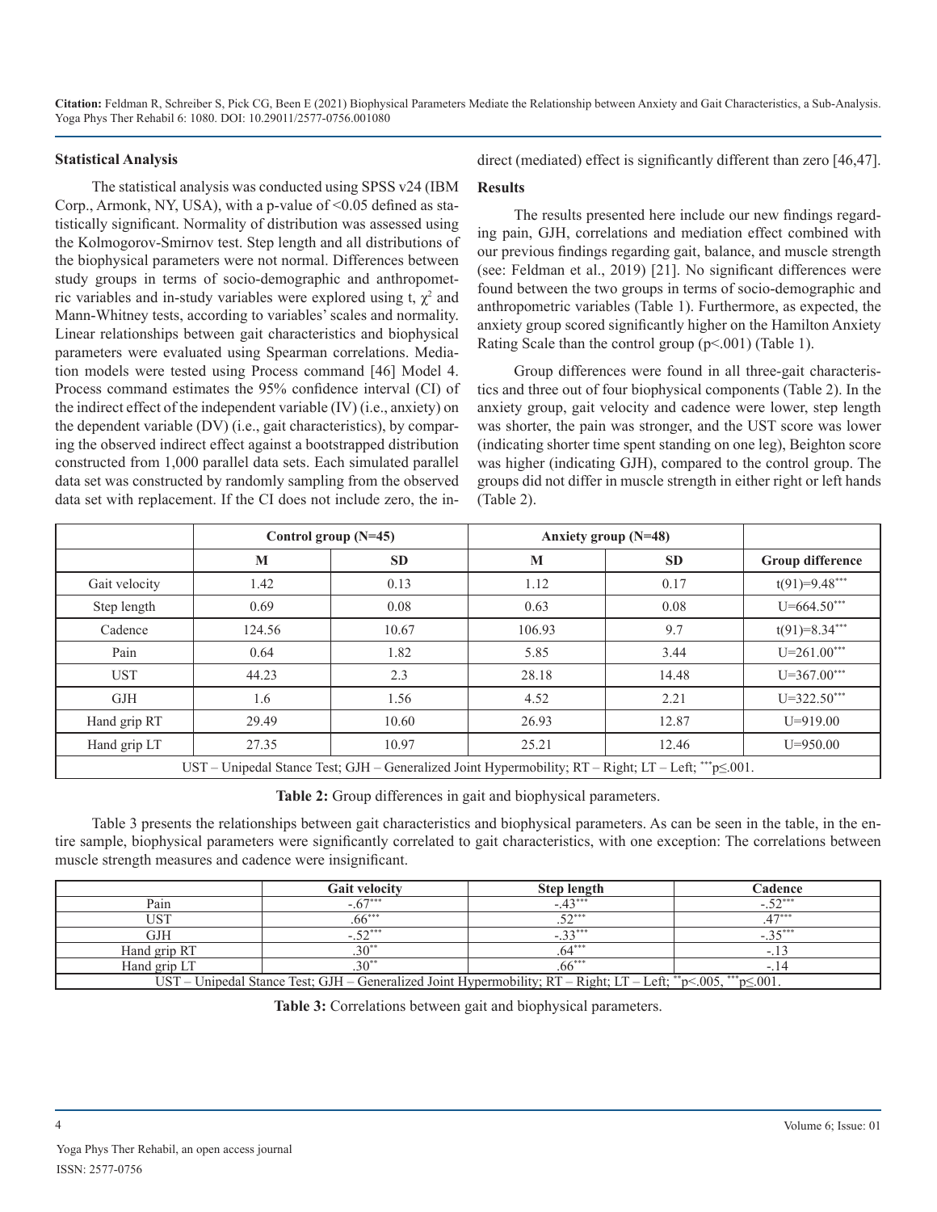### Statistical Analysis

The statistical analysis was conducted using SPSS v24 (IBM Corp., Armonk, NY, USA), with a p-value of <0.05 defined as statistically significant. Normality of distribution was assessed using the Kolmogorov-Smirnov test. Step length and all distributions of the biophysical parameters were not normal. Differences between study groups in terms of socio-demographic and anthropometric variables and in-study variables were explored using t, $\chi^2$ and Mann-Whitney tests, according to variables' scales and normality. Linear relationships between gait characteristics and biophysical parameters were evaluated using Spearman correlations. Mediation models were tested using Process command [46] Model 4. Process command estimates the 95% confidence interval (CI) of the indirect effect of the independent variable (IV) (i.e., anxiety) on the dependent variable (DV) (i.e., gait characteristics), by comparing the observed indirect effect against a bootstrapped distribution constructed from 1,000 parallel data sets. Each simulated parallel data set was constructed by randomly sampling from the observed data set with replacement. If the CI does not include zero, the indirect (mediated) effect is significantly different than zero [46,47].

### Results

The results presented here include our new findings regarding pain, GJH, correlations and mediation effect combined with our previous findings regarding gait, balance, and muscle strength (see: Feldman et al., 2019) [21]. No significant differences were found between the two groups in terms of socio-demographic and anthropometric variables (Table 1). Furthermore, as expected, the anxiety group scored significantly higher on the Hamilton Anxiety Rating Scale than the control group (p<.001) (Table 1).

Group differences were found in all three-gait characteristics and three out of four biophysical components (Table 2). In the anxiety group, gait velocity and cadence were lower, step length was shorter, the pain was stronger, and the UST score was lower (indicating shorter time spent standing on one leg), Beighton score was higher (indicating GJH), compared to the control group. The groups did not differ in muscle strength in either right or left hands (Table 2).

| | Control group (N=45) | | Anxiety group (N=48) | | |
|---|---|---|---|---|---|
| | M | SD | M | SD | Group difference |
| Gait velocity | 1.42 | 0.13 | 1.12 | 0.17 | t(91)=9.48*** |
| Step length | 0.69 | 0.08 | 0.63 | 0.08 | U=664.50*** |
| Cadence | 124.56 | 10.67 | 106.93 | 9.7 | t(91)=8.34*** |
| Pain | 0.64 | 1.82 | 5.85 | 3.44 | U=261.00*** |
| UST | 44.23 | 2.3 | 28.18 | 14.48 | U=367.00*** |
| GJH | 1.6 | 1.56 | 4.52 | 2.21 | U=322.50*** |
| Hand grip RT | 29.49 | 10.60 | 26.93 | 12.87 | U=919.00 |
| Hand grip LT | 27.35 | 10.97 | 25.21 | 12.46 | U=950.00 |

UST – Unipedal Stance Test; GJH – Generalized Joint Hypermobility; RT – Right; LT – Left; ***p≤.001.

**Table 2:** Group differences in gait and biophysical parameters.

Table 3 presents the relationships between gait characteristics and biophysical parameters. As can be seen in the table, in the entire sample, biophysical parameters were significantly correlated to gait characteristics, with one exception: The correlations between muscle strength measures and cadence were insignificant.

| | Gait velocity | Step length | Cadence |
|---|---|---|---|
| Pain | -.67*** | -.43*** | -.52*** |
| UST | .66*** | .52*** | .47*** |
| GJH | -.52*** | -.33*** | -.35*** |
| Hand grip RT | .30** | .64*** | -.13 |
| Hand grip LT | .30** | .66*** | -.14 |

UST – Unipedal Stance Test; GJH – Generalized Joint Hypermobility; RT – Right; LT – Left; **p<.005, ***p≤.001.

**Table 3:** Correlations between gait and biophysical parameters.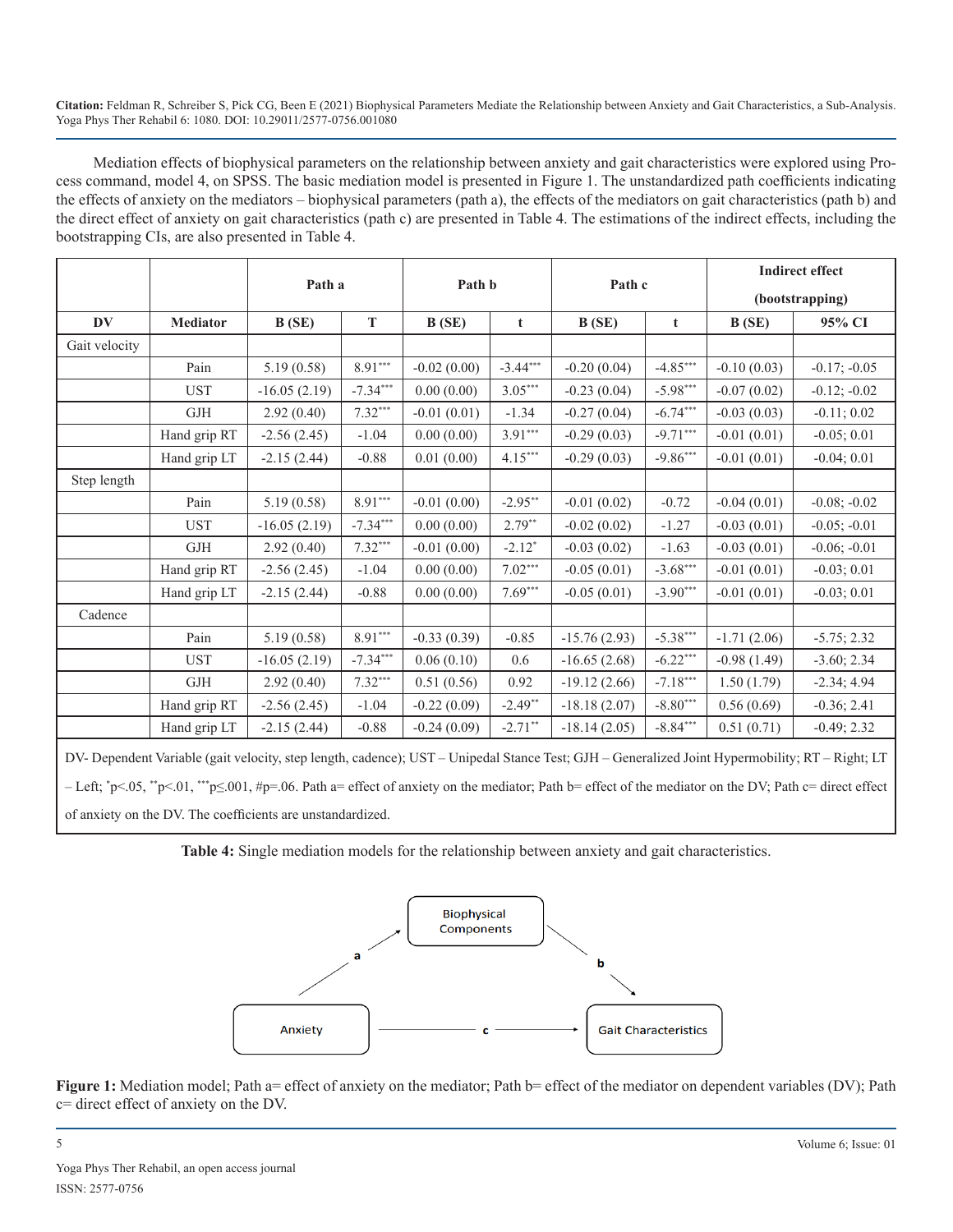Mediation effects of biophysical parameters on the relationship between anxiety and gait characteristics were explored using Process command, model 4, on SPSS. The basic mediation model is presented in Figure 1. The unstandardized path coefficients indicating the effects of anxiety on the mediators – biophysical parameters (path a), the effects of the mediators on gait characteristics (path b) and the direct effect of anxiety on gait characteristics (path c) are presented in Table 4. The estimations of the indirect effects, including the bootstrapping CIs, are also presented in Table 4.

| | | Path a | | Path b | | Path c | | Indirect effect (bootstrapping) | |
|---|---|---|---|---|---|---|---|---|---|
| **DV** | **Mediator** | **B (SE)** | **T** | **B (SE)** | **t** | **B (SE)** | **t** | **B (SE)** | **95% CI** |
| Gait velocity | | | | | | | | | |
| | Pain | 5.19 (0.58) | 8.91*** | -0.02 (0.00) | -3.44*** | -0.20 (0.04) | -4.85*** | -0.10 (0.03) | -0.17; -0.05 |
| | UST | -16.05 (2.19) | -7.34*** | 0.00 (0.00) | 3.05*** | -0.23 (0.04) | -5.98*** | -0.07 (0.02) | -0.12; -0.02 |
| | GJH | 2.92 (0.40) | 7.32*** | -0.01 (0.01) | -1.34 | -0.27 (0.04) | -6.74*** | -0.03 (0.03) | -0.11; 0.02 |
| | Hand grip RT | -2.56 (2.45) | -1.04 | 0.00 (0.00) | 3.91*** | -0.29 (0.03) | -9.71*** | -0.01 (0.01) | -0.05; 0.01 |
| | Hand grip LT | -2.15 (2.44) | -0.88 | 0.01 (0.00) | 4.15*** | -0.29 (0.03) | -9.86*** | -0.01 (0.01) | -0.04; 0.01 |
| Step length | | | | | | | | | |
| | Pain | 5.19 (0.58) | 8.91*** | -0.01 (0.00) | -2.95** | -0.01 (0.02) | -0.72 | -0.04 (0.01) | -0.08; -0.02 |
| | UST | -16.05 (2.19) | -7.34*** | 0.00 (0.00) | 2.79** | -0.02 (0.02) | -1.27 | -0.03 (0.01) | -0.05; -0.01 |
| | GJH | 2.92 (0.40) | 7.32*** | -0.01 (0.00) | -2.12* | -0.03 (0.02) | -1.63 | -0.03 (0.01) | -0.06; -0.01 |
| | Hand grip RT | -2.56 (2.45) | -1.04 | 0.00 (0.00) | 7.02*** | -0.05 (0.01) | -3.68*** | -0.01 (0.01) | -0.03; 0.01 |
| | Hand grip LT | -2.15 (2.44) | -0.88 | 0.00 (0.00) | 7.69*** | -0.05 (0.01) | -3.90*** | -0.01 (0.01) | -0.03; 0.01 |
| Cadence | | | | | | | | | |
| | Pain | 5.19 (0.58) | 8.91*** | -0.33 (0.39) | -0.85 | -15.76 (2.93) | -5.38*** | -1.71 (2.06) | -5.75; 2.32 |
| | UST | -16.05 (2.19) | -7.34*** | 0.06 (0.10) | 0.6 | -16.65 (2.68) | -6.22*** | -0.98 (1.49) | -3.60; 2.34 |
| | GJH | 2.92 (0.40) | 7.32*** | 0.51 (0.56) | 0.92 | -19.12 (2.66) | -7.18*** | 1.50 (1.79) | -2.34; 4.94 |
| | Hand grip RT | -2.56 (2.45) | -1.04 | -0.22 (0.09) | -2.49** | -18.18 (2.07) | -8.80*** | 0.56 (0.69) | -0.36; 2.41 |
| | Hand grip LT | -2.15 (2.44) | -0.88 | -0.24 (0.09) | -2.71** | -18.14 (2.05) | -8.84*** | 0.51 (0.71) | -0.49; 2.32 |

DV- Dependent Variable (gait velocity, step length, cadence); UST – Unipedal Stance Test; GJH – Generalized Joint Hypermobility; RT – Right; LT – Left; *p<.05, **p<.01, ***p≤.001, #p=.06. Path a= effect of anxiety on the mediator; Path b= effect of the mediator on the DV; Path c= direct effect of anxiety on the DV. The coefficients are unstandardized.

**Table 4:** Single mediation models for the relationship between anxiety and gait characteristics.

Biophysical Components

a

b

Anxiety

c

Gait Characteristics

**Figure 1:** Mediation model; Path a= effect of anxiety on the mediator; Path b= effect of the mediator on dependent variables (DV); Path c= direct effect of anxiety on the DV.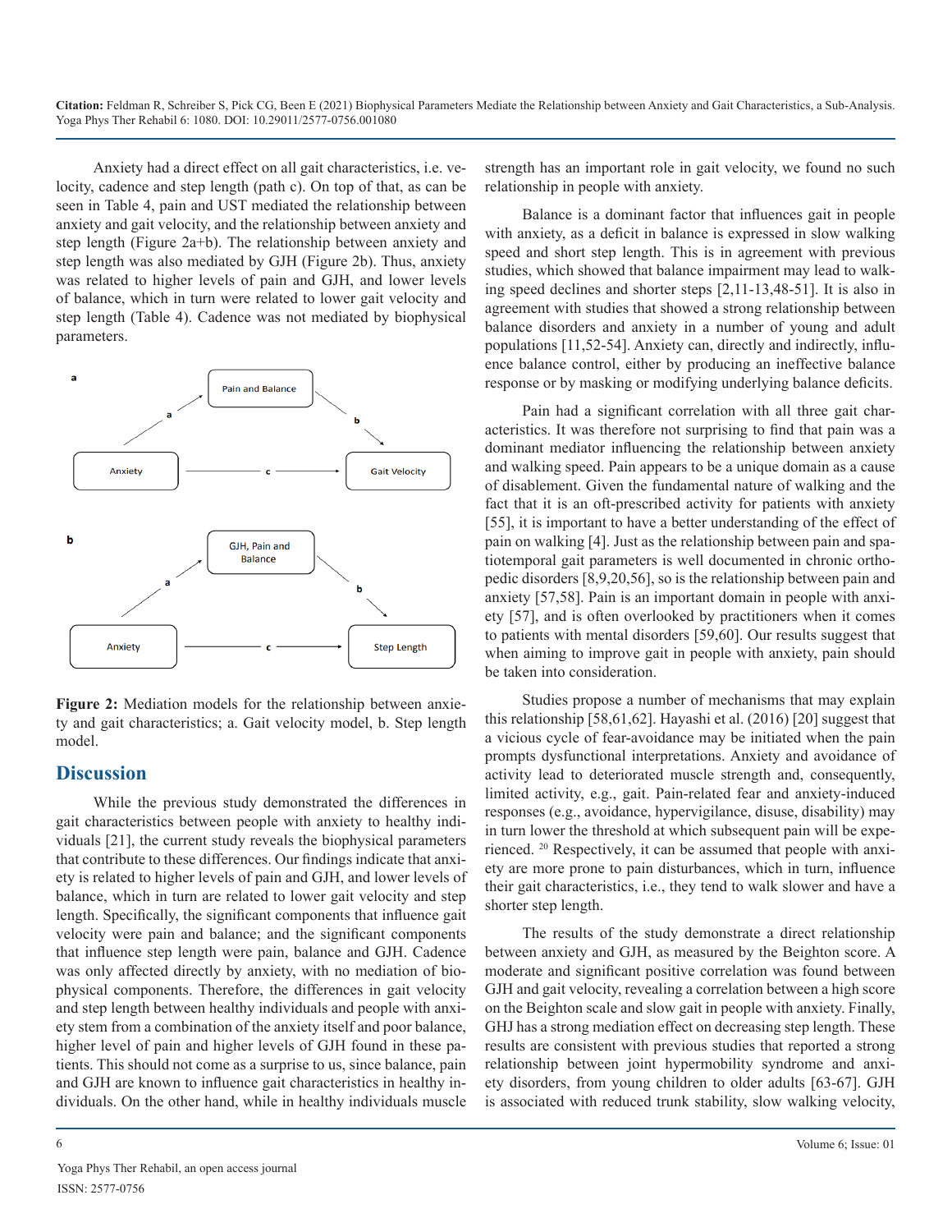Anxiety had a direct effect on all gait characteristics, i.e. velocity, cadence and step length (path c). On top of that, as can be seen in Table 4, pain and UST mediated the relationship between anxiety and gait velocity, and the relationship between anxiety and step length (Figure 2a+b). The relationship between anxiety and step length was also mediated by GJH (Figure 2b). Thus, anxiety was related to higher levels of pain and GJH, and lower levels of balance, which in turn were related to lower gait velocity and step length (Table 4). Cadence was not mediated by biophysical parameters.

a

Pain and Balance

a

b

Anxiety

c

Gait Velocity

b

GJH, Pain and Balance

a

b

Anxiety

c

Step Length

**Figure 2:** Mediation models for the relationship between anxiety and gait characteristics; a. Gait velocity model, b. Step length model.

## Discussion

While the previous study demonstrated the differences in gait characteristics between people with anxiety to healthy individuals [21], the current study reveals the biophysical parameters that contribute to these differences. Our findings indicate that anxiety is related to higher levels of pain and GJH, and lower levels of balance, which in turn are related to lower gait velocity and step length. Specifically, the significant components that influence gait velocity were pain and balance; and the significant components that influence step length were pain, balance and GJH. Cadence was only affected directly by anxiety, with no mediation of biophysical components. Therefore, the differences in gait velocity and step length between healthy individuals and people with anxiety stem from a combination of the anxiety itself and poor balance, higher level of pain and higher levels of GJH found in these patients. This should not come as a surprise to us, since balance, pain and GJH are known to influence gait characteristics in healthy individuals. On the other hand, while in healthy individuals muscle strength has an important role in gait velocity, we found no such relationship in people with anxiety.

Balance is a dominant factor that influences gait in people with anxiety, as a deficit in balance is expressed in slow walking speed and short step length. This is in agreement with previous studies, which showed that balance impairment may lead to walking speed declines and shorter steps [2,11-13,48-51]. It is also in agreement with studies that showed a strong relationship between balance disorders and anxiety in a number of young and adult populations [11,52-54]. Anxiety can, directly and indirectly, influence balance control, either by producing an ineffective balance response or by masking or modifying underlying balance deficits.

Pain had a significant correlation with all three gait characteristics. It was therefore not surprising to find that pain was a dominant mediator influencing the relationship between anxiety and walking speed. Pain appears to be a unique domain as a cause of disablement. Given the fundamental nature of walking and the fact that it is an oft-prescribed activity for patients with anxiety [55], it is important to have a better understanding of the effect of pain on walking [4]. Just as the relationship between pain and spatiotemporal gait parameters is well documented in chronic orthopedic disorders [8,9,20,56], so is the relationship between pain and anxiety [57,58]. Pain is an important domain in people with anxiety [57], and is often overlooked by practitioners when it comes to patients with mental disorders [59,60]. Our results suggest that when aiming to improve gait in people with anxiety, pain should be taken into consideration.

Studies propose a number of mechanisms that may explain this relationship [58,61,62]. Hayashi et al. (2016) [20] suggest that a vicious cycle of fear-avoidance may be initiated when the pain prompts dysfunctional interpretations. Anxiety and avoidance of activity lead to deteriorated muscle strength and, consequently, limited activity, e.g., gait. Pain-related fear and anxiety-induced responses (e.g., avoidance, hypervigilance, disuse, disability) may in turn lower the threshold at which subsequent pain will be experienced. [20] Respectively, it can be assumed that people with anxiety are more prone to pain disturbances, which in turn, influence their gait characteristics, i.e., they tend to walk slower and have a shorter step length.

The results of the study demonstrate a direct relationship between anxiety and GJH, as measured by the Beighton score. A moderate and significant positive correlation was found between GJH and gait velocity, revealing a correlation between a high score on the Beighton scale and slow gait in people with anxiety. Finally, GHJ has a strong mediation effect on decreasing step length. These results are consistent with previous studies that reported a strong relationship between joint hypermobility syndrome and anxiety disorders, from young children to older adults [63-67]. GJH is associated with reduced trunk stability, slow walking velocity,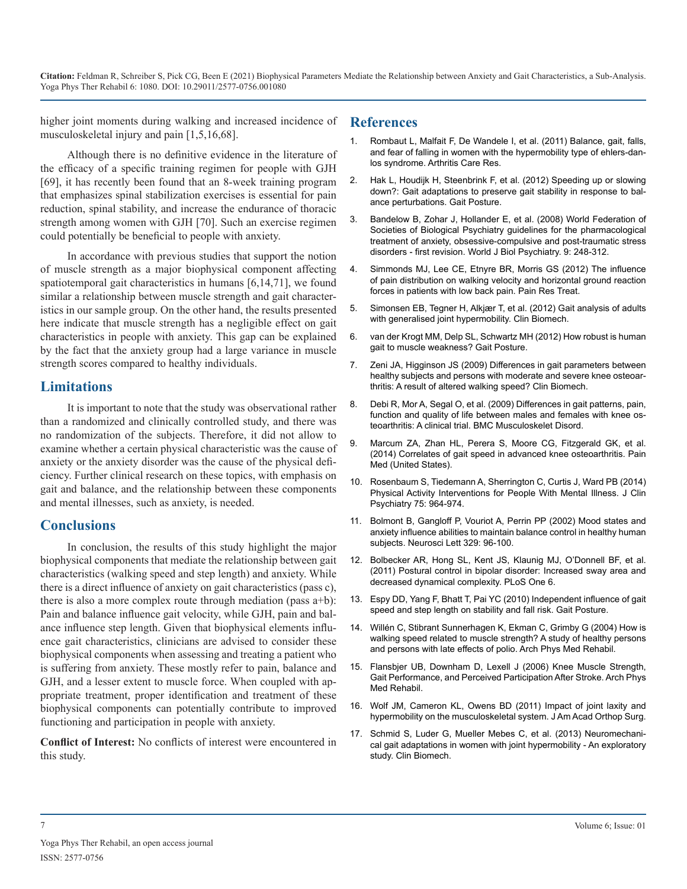higher joint moments during walking and increased incidence of musculoskeletal injury and pain [1,5,16,68].

Although there is no definitive evidence in the literature of the efficacy of a specific training regimen for people with GJH [69], it has recently been found that an 8-week training program that emphasizes spinal stabilization exercises is essential for pain reduction, spinal stability, and increase the endurance of thoracic strength among women with GJH [70]. Such an exercise regimen could potentially be beneficial to people with anxiety.

In accordance with previous studies that support the notion of muscle strength as a major biophysical component affecting spatiotemporal gait characteristics in humans [6,14,71], we found similar a relationship between muscle strength and gait characteristics in our sample group. On the other hand, the results presented here indicate that muscle strength has a negligible effect on gait characteristics in people with anxiety. This gap can be explained by the fact that the anxiety group had a large variance in muscle strength scores compared to healthy individuals.

## Limitations

It is important to note that the study was observational rather than a randomized and clinically controlled study, and there was no randomization of the subjects. Therefore, it did not allow to examine whether a certain physical characteristic was the cause of anxiety or the anxiety disorder was the cause of the physical deficiency. Further clinical research on these topics, with emphasis on gait and balance, and the relationship between these components and mental illnesses, such as anxiety, is needed.

## Conclusions

In conclusion, the results of this study highlight the major biophysical components that mediate the relationship between gait characteristics (walking speed and step length) and anxiety. While there is a direct influence of anxiety on gait characteristics (pass c), there is also a more complex route through mediation (pass a+b): Pain and balance influence gait velocity, while GJH, pain and balance influence step length. Given that biophysical elements influence gait characteristics, clinicians are advised to consider these biophysical components when assessing and treating a patient who is suffering from anxiety. These mostly refer to pain, balance and GJH, and a lesser extent to muscle force. When coupled with appropriate treatment, proper identification and treatment of these biophysical components can potentially contribute to improved functioning and participation in people with anxiety.

**Conflict of Interest:** No conflicts of interest were encountered in this study.

## References

1. Rombaut L, Malfait F, De Wandele I, et al. (2011) Balance, gait, falls, and fear of falling in women with the hypermobility type of ehlers-danlos syndrome. Arthritis Care Res.
2. Hak L, Houdijk H, Steenbrink F, et al. (2012) Speeding up or slowing down?: Gait adaptations to preserve gait stability in response to balance perturbations. Gait Posture.
3. Bandelow B, Zohar J, Hollander E, et al. (2008) World Federation of Societies of Biological Psychiatry guidelines for the pharmacological treatment of anxiety, obsessive-compulsive and post-traumatic stress disorders - first revision. World J Biol Psychiatry. 9: 248-312.
4. Simmonds MJ, Lee CE, Etnyre BR, Morris GS (2012) The influence of pain distribution on walking velocity and horizontal ground reaction forces in patients with low back pain. Pain Res Treat.
5. Simonsen EB, Tegner H, Alkjær T, et al. (2012) Gait analysis of adults with generalised joint hypermobility. Clin Biomech.
6. van der Krogt MM, Delp SL, Schwartz MH (2012) How robust is human gait to muscle weakness? Gait Posture.
7. Zeni JA, Higginson JS (2009) Differences in gait parameters between healthy subjects and persons with moderate and severe knee osteoarthritis: A result of altered walking speed? Clin Biomech.
8. Debi R, Mor A, Segal O, et al. (2009) Differences in gait patterns, pain, function and quality of life between males and females with knee osteoarthritis: A clinical trial. BMC Musculoskelet Disord.
9. Marcum ZA, Zhan HL, Perera S, Moore CG, Fitzgerald GK, et al. (2014) Correlates of gait speed in advanced knee osteoarthritis. Pain Med (United States).
10. Rosenbaum S, Tiedemann A, Sherrington C, Curtis J, Ward PB (2014) Physical Activity Interventions for People With Mental Illness. J Clin Psychiatry 75: 964-974.
11. Bolmont B, Gangloff P, Vouriot A, Perrin PP (2002) Mood states and anxiety influence abilities to maintain balance control in healthy human subjects. Neurosci Lett 329: 96-100.
12. Bolbecker AR, Hong SL, Kent JS, Klaunig MJ, O'Donnell BF, et al. (2011) Postural control in bipolar disorder: Increased sway area and decreased dynamical complexity. PLoS One 6.
13. Espy DD, Yang F, Bhatt T, Pai YC (2010) Independent influence of gait speed and step length on stability and fall risk. Gait Posture.
14. Willén C, Stibrant Sunnerhagen K, Ekman C, Grimby G (2004) How is walking speed related to muscle strength? A study of healthy persons and persons with late effects of polio. Arch Phys Med Rehabil.
15. Flansbjer UB, Downham D, Lexell J (2006) Knee Muscle Strength, Gait Performance, and Perceived Participation After Stroke. Arch Phys Med Rehabil.
16. Wolf JM, Cameron KL, Owens BD (2011) Impact of joint laxity and hypermobility on the musculoskeletal system. J Am Acad Orthop Surg.
17. Schmid S, Luder G, Mueller Mebes C, et al. (2013) Neuromechanical gait adaptations in women with joint hypermobility - An exploratory study. Clin Biomech.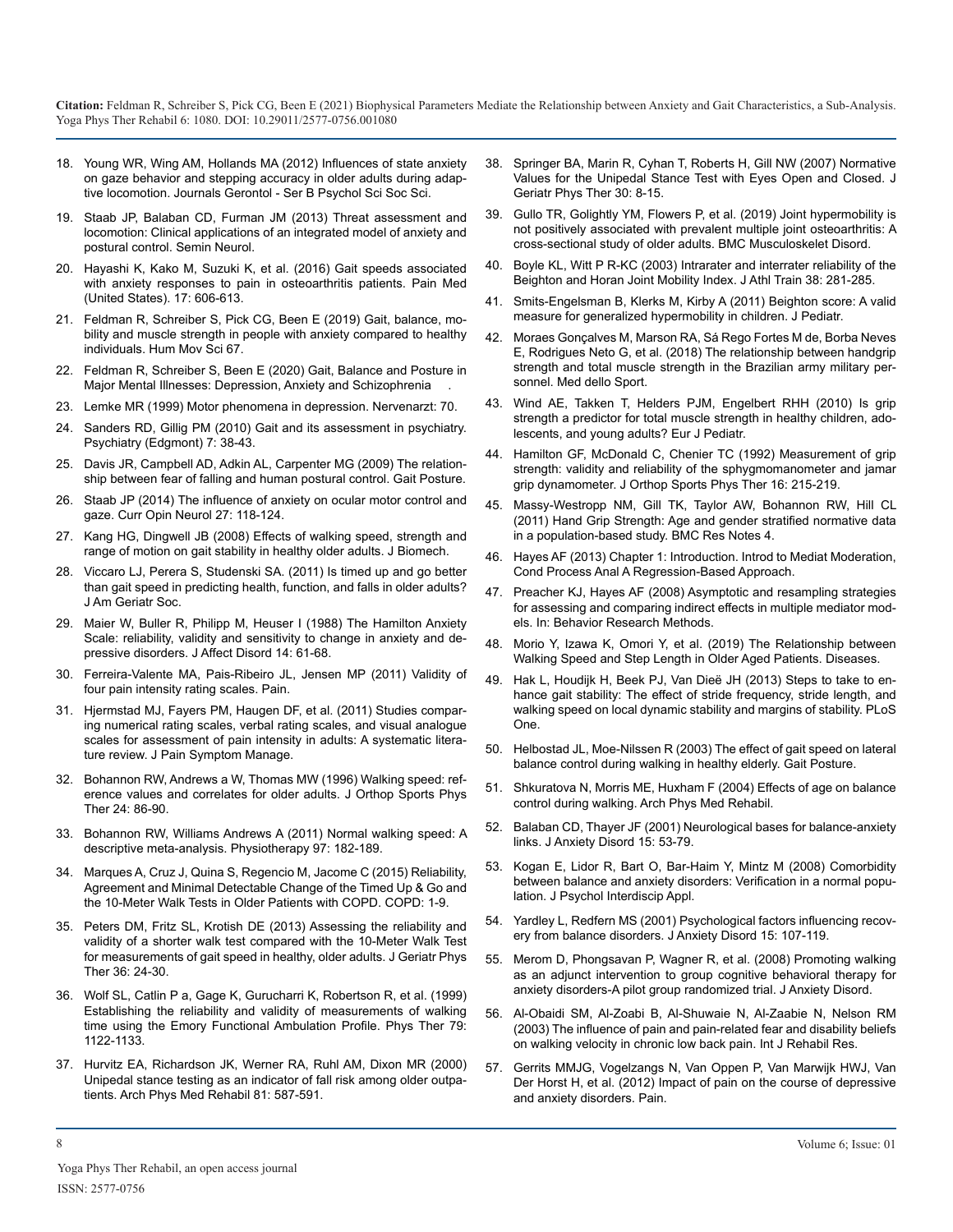18. Young WR, Wing AM, Hollands MA (2012) Influences of state anxiety on gaze behavior and stepping accuracy in older adults during adaptive locomotion. Journals Gerontol - Ser B Psychol Sci Soc Sci.
19. Staab JP, Balaban CD, Furman JM (2013) Threat assessment and locomotion: Clinical applications of an integrated model of anxiety and postural control. Semin Neurol.
20. Hayashi K, Kako M, Suzuki K, et al. (2016) Gait speeds associated with anxiety responses to pain in osteoarthritis patients. Pain Med (United States). 17: 606-613.
21. Feldman R, Schreiber S, Pick CG, Been E (2019) Gait, balance, mobility and muscle strength in people with anxiety compared to healthy individuals. Hum Mov Sci 67.
22. Feldman R, Schreiber S, Been E (2020) Gait, Balance and Posture in Major Mental Illnesses: Depression, Anxiety and Schizophrenia .
23. Lemke MR (1999) Motor phenomena in depression. Nervenarzt: 70.
24. Sanders RD, Gillig PM (2010) Gait and its assessment in psychiatry. Psychiatry (Edgmont) 7: 38-43.
25. Davis JR, Campbell AD, Adkin AL, Carpenter MG (2009) The relationship between fear of falling and human postural control. Gait Posture.
26. Staab JP (2014) The influence of anxiety on ocular motor control and gaze. Curr Opin Neurol 27: 118-124.
27. Kang HG, Dingwell JB (2008) Effects of walking speed, strength and range of motion on gait stability in healthy older adults. J Biomech.
28. Viccaro LJ, Perera S, Studenski SA. (2011) Is timed up and go better than gait speed in predicting health, function, and falls in older adults? J Am Geriatr Soc.
29. Maier W, Buller R, Philipp M, Heuser I (1988) The Hamilton Anxiety Scale: reliability, validity and sensitivity to change in anxiety and depressive disorders. J Affect Disord 14: 61-68.
30. Ferreira-Valente MA, Pais-Ribeiro JL, Jensen MP (2011) Validity of four pain intensity rating scales. Pain.
31. Hjermstad MJ, Fayers PM, Haugen DF, et al. (2011) Studies comparing numerical rating scales, verbal rating scales, and visual analogue scales for assessment of pain intensity in adults: A systematic literature review. J Pain Symptom Manage.
32. Bohannon RW, Andrews a W, Thomas MW (1996) Walking speed: reference values and correlates for older adults. J Orthop Sports Phys Ther 24: 86-90.
33. Bohannon RW, Williams Andrews A (2011) Normal walking speed: A descriptive meta-analysis. Physiotherapy 97: 182-189.
34. Marques A, Cruz J, Quina S, Regencio M, Jacome C (2015) Reliability, Agreement and Minimal Detectable Change of the Timed Up & Go and the 10-Meter Walk Tests in Older Patients with COPD. COPD: 1-9.
35. Peters DM, Fritz SL, Krotish DE (2013) Assessing the reliability and validity of a shorter walk test compared with the 10-Meter Walk Test for measurements of gait speed in healthy, older adults. J Geriatr Phys Ther 36: 24-30.
36. Wolf SL, Catlin P a, Gage K, Gurucharri K, Robertson R, et al. (1999) Establishing the reliability and validity of measurements of walking time using the Emory Functional Ambulation Profile. Phys Ther 79: 1122-1133.
37. Hurvitz EA, Richardson JK, Werner RA, Ruhl AM, Dixon MR (2000) Unipedal stance testing as an indicator of fall risk among older outpatients. Arch Phys Med Rehabil 81: 587-591.
38. Springer BA, Marin R, Cyhan T, Roberts H, Gill NW (2007) Normative Values for the Unipedal Stance Test with Eyes Open and Closed. J Geriatr Phys Ther 30: 8-15.
39. Gullo TR, Golightly YM, Flowers P, et al. (2019) Joint hypermobility is not positively associated with prevalent multiple joint osteoarthritis: A cross-sectional study of older adults. BMC Musculoskelet Disord.
40. Boyle KL, Witt P R-KC (2003) Intrarater and interrater reliability of the Beighton and Horan Joint Mobility Index. J Athl Train 38: 281-285.
41. Smits-Engelsman B, Klerks M, Kirby A (2011) Beighton score: A valid measure for generalized hypermobility in children. J Pediatr.
42. Moraes Gonçalves M, Marson RA, Sá Rego Fortes M de, Borba Neves E, Rodrigues Neto G, et al. (2018) The relationship between handgrip strength and total muscle strength in the Brazilian army military personnel. Med dello Sport.
43. Wind AE, Takken T, Helders PJM, Engelbert RHH (2010) Is grip strength a predictor for total muscle strength in healthy children, adolescents, and young adults? Eur J Pediatr.
44. Hamilton GF, McDonald C, Chenier TC (1992) Measurement of grip strength: validity and reliability of the sphygmomanometer and jamar grip dynamometer. J Orthop Sports Phys Ther 16: 215-219.
45. Massy-Westropp NM, Gill TK, Taylor AW, Bohannon RW, Hill CL (2011) Hand Grip Strength: Age and gender stratified normative data in a population-based study. BMC Res Notes 4.
46. Hayes AF (2013) Chapter 1: Introduction. Introd to Mediat Moderation, Cond Process Anal A Regression-Based Approach.
47. Preacher KJ, Hayes AF (2008) Asymptotic and resampling strategies for assessing and comparing indirect effects in multiple mediator models. In: Behavior Research Methods.
48. Morio Y, Izawa K, Omori Y, et al. (2019) The Relationship between Walking Speed and Step Length in Older Aged Patients. Diseases.
49. Hak L, Houdijk H, Beek PJ, Van Dieë JH (2013) Steps to take to enhance gait stability: The effect of stride frequency, stride length, and walking speed on local dynamic stability and margins of stability. PLoS One.
50. Helbostad JL, Moe-Nilssen R (2003) The effect of gait speed on lateral balance control during walking in healthy elderly. Gait Posture.
51. Shkuratova N, Morris ME, Huxham F (2004) Effects of age on balance control during walking. Arch Phys Med Rehabil.
52. Balaban CD, Thayer JF (2001) Neurological bases for balance-anxiety links. J Anxiety Disord 15: 53-79.
53. Kogan E, Lidor R, Bart O, Bar-Haim Y, Mintz M (2008) Comorbidity between balance and anxiety disorders: Verification in a normal population. J Psychol Interdiscip Appl.
54. Yardley L, Redfern MS (2001) Psychological factors influencing recovery from balance disorders. J Anxiety Disord 15: 107-119.
55. Merom D, Phongsavan P, Wagner R, et al. (2008) Promoting walking as an adjunct intervention to group cognitive behavioral therapy for anxiety disorders-A pilot group randomized trial. J Anxiety Disord.
56. Al-Obaidi SM, Al-Zoabi B, Al-Shuwaie N, Al-Zaabie N, Nelson RM (2003) The influence of pain and pain-related fear and disability beliefs on walking velocity in chronic low back pain. Int J Rehabil Res.
57. Gerrits MMJG, Vogelzangs N, Van Oppen P, Van Marwijk HWJ, Van Der Horst H, et al. (2012) Impact of pain on the course of depressive and anxiety disorders. Pain.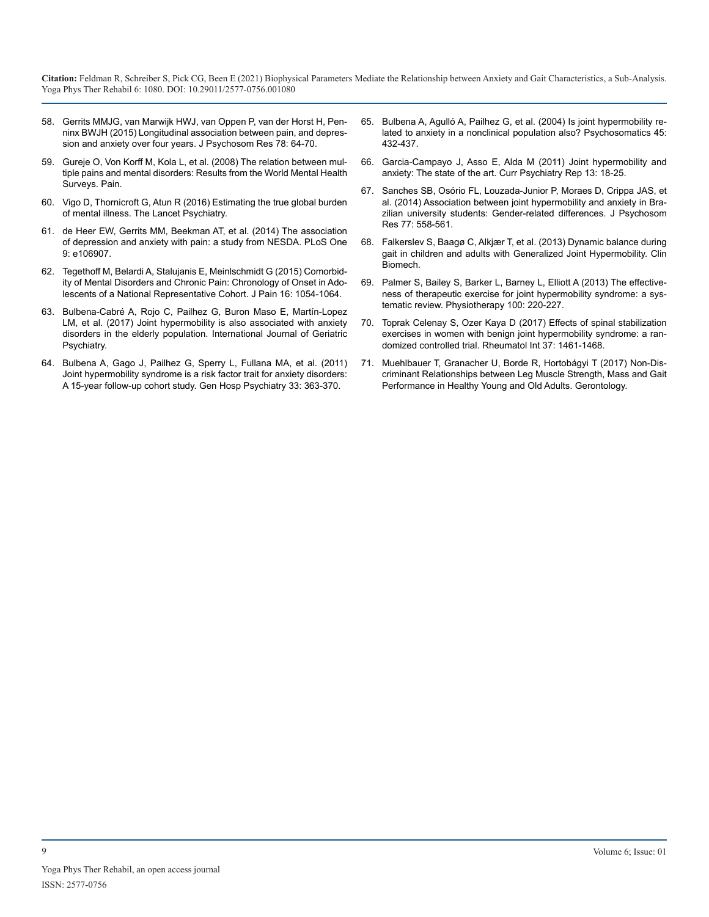58. Gerrits MMJG, van Marwijk HWJ, van Oppen P, van der Horst H, Penninx BWJH (2015) Longitudinal association between pain, and depression and anxiety over four years. J Psychosom Res 78: 64-70.

59. Gureje O, Von Korff M, Kola L, et al. (2008) The relation between multiple pains and mental disorders: Results from the World Mental Health Surveys. Pain.

60. Vigo D, Thornicroft G, Atun R (2016) Estimating the true global burden of mental illness. The Lancet Psychiatry.

61. de Heer EW, Gerrits MM, Beekman AT, et al. (2014) The association of depression and anxiety with pain: a study from NESDA. PLoS One 9: e106907.

62. Tegethoff M, Belardi A, Stalujanis E, Meinlschmidt G (2015) Comorbidity of Mental Disorders and Chronic Pain: Chronology of Onset in Adolescents of a National Representative Cohort. J Pain 16: 1054-1064.

63. Bulbena-Cabré A, Rojo C, Pailhez G, Buron Maso E, Martín-Lopez LM, et al. (2017) Joint hypermobility is also associated with anxiety disorders in the elderly population. International Journal of Geriatric Psychiatry.

64. Bulbena A, Gago J, Pailhez G, Sperry L, Fullana MA, et al. (2011) Joint hypermobility syndrome is a risk factor trait for anxiety disorders: A 15-year follow-up cohort study. Gen Hosp Psychiatry 33: 363-370.

65. Bulbena A, Agulló A, Pailhez G, et al. (2004) Is joint hypermobility related to anxiety in a nonclinical population also? Psychosomatics 45: 432-437.

66. Garcia-Campayo J, Asso E, Alda M (2011) Joint hypermobility and anxiety: The state of the art. Curr Psychiatry Rep 13: 18-25.

67. Sanches SB, Osório FL, Louzada-Junior P, Moraes D, Crippa JAS, et al. (2014) Association between joint hypermobility and anxiety in Brazilian university students: Gender-related differences. J Psychosom Res 77: 558-561.

68. Falkerslev S, Baagø C, Alkjær T, et al. (2013) Dynamic balance during gait in children and adults with Generalized Joint Hypermobility. Clin Biomech.

69. Palmer S, Bailey S, Barker L, Barney L, Elliott A (2013) The effectiveness of therapeutic exercise for joint hypermobility syndrome: a systematic review. Physiotherapy 100: 220-227.

70. Toprak Celenay S, Ozer Kaya D (2017) Effects of spinal stabilization exercises in women with benign joint hypermobility syndrome: a randomized controlled trial. Rheumatol Int 37: 1461-1468.

71. Muehlbauer T, Granacher U, Borde R, Hortobágyi T (2017) Non-Discriminant Relationships between Leg Muscle Strength, Mass and Gait Performance in Healthy Young and Old Adults. Gerontology.